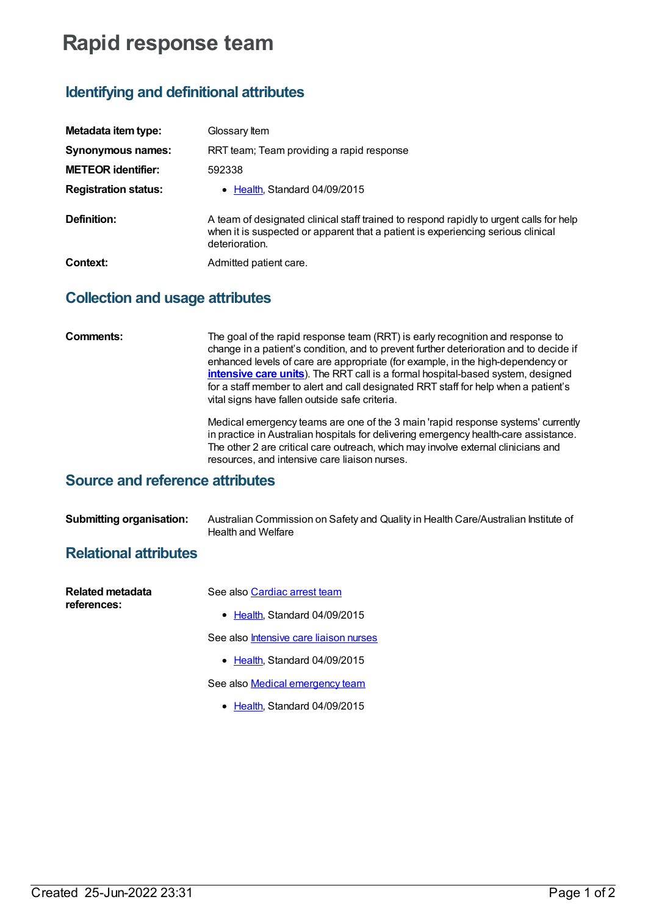# Rapid response team

## Identifying and definitional attributes

| | |
|---|---|
| **Metadata item type:** | Glossary Item |
| **Synonymous names:** | RRT team; Team providing a rapid response |
| **METEOR identifier:** | 592338 |
| **Registration status:** | • Health, Standard 04/09/2015 |
| **Definition:** | A team of designated clinical staff trained to respond rapidly to urgent calls for help when it is suspected or apparent that a patient is experiencing serious clinical deterioration. |
| **Context:** | Admitted patient care. |

## Collection and usage attributes

**Comments:**

The goal of the rapid response team (RRT) is early recognition and response to change in a patient's condition, and to prevent further deterioration and to decide if enhanced levels of care are appropriate (for example, in the high-dependency or **intensive care units**). The RRT call is a formal hospital-based system, designed for a staff member to alert and call designated RRT staff for help when a patient's vital signs have fallen outside safe criteria.

Medical emergency teams are one of the 3 main 'rapid response systems' currently in practice in Australian hospitals for delivering emergency health-care assistance. The other 2 are critical care outreach, which may involve external clinicians and resources, and intensive care liaison nurses.

## Source and reference attributes

**Submitting organisation:** Australian Commission on Safety and Quality in Health Care/Australian Institute of Health and Welfare

## Relational attributes

**Related metadata references:**

See also Cardiac arrest team

- Health, Standard 04/09/2015

See also Intensive care liaison nurses

- Health, Standard 04/09/2015

See also Medical emergency team

- Health, Standard 04/09/2015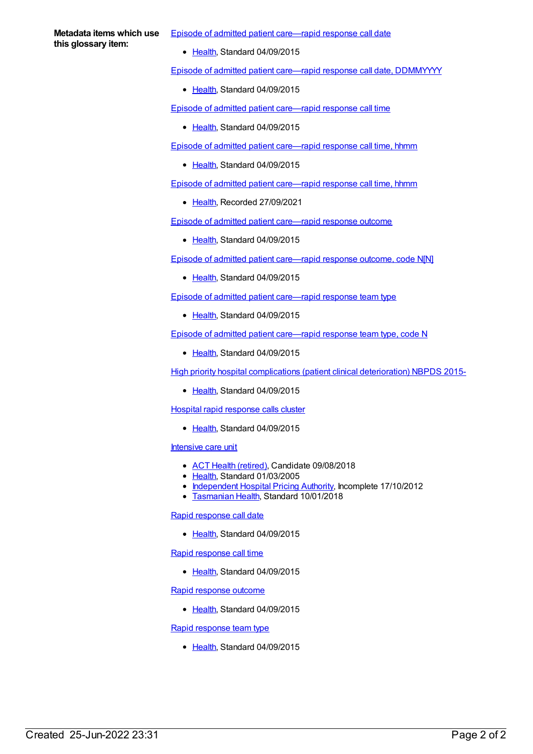**Metadata items which use this glossary item:**

Episode of admitted patient care—rapid response call date

- Health, Standard 04/09/2015

Episode of admitted patient care—rapid response call date, DDMMYYYY

- Health, Standard 04/09/2015

Episode of admitted patient care—rapid response call time

- Health, Standard 04/09/2015

Episode of admitted patient care—rapid response call time, hhmm

- Health, Standard 04/09/2015

Episode of admitted patient care—rapid response call time, hhmm

- Health, Recorded 27/09/2021

Episode of admitted patient care—rapid response outcome

- Health, Standard 04/09/2015

Episode of admitted patient care—rapid response outcome, code N[N]

- Health, Standard 04/09/2015

Episode of admitted patient care—rapid response team type

- Health, Standard 04/09/2015

Episode of admitted patient care—rapid response team type, code N

- Health, Standard 04/09/2015

High priority hospital complications (patient clinical deterioration) NBPDS 2015-

- Health, Standard 04/09/2015

Hospital rapid response calls cluster

- Health, Standard 04/09/2015

Intensive care unit

- ACT Health (retired), Candidate 09/08/2018
- Health, Standard 01/03/2005
- Independent Hospital Pricing Authority, Incomplete 17/10/2012
- Tasmanian Health, Standard 10/01/2018

Rapid response call date

- Health, Standard 04/09/2015

Rapid response call time

- Health, Standard 04/09/2015

Rapid response outcome

- Health, Standard 04/09/2015

Rapid response team type

- Health, Standard 04/09/2015